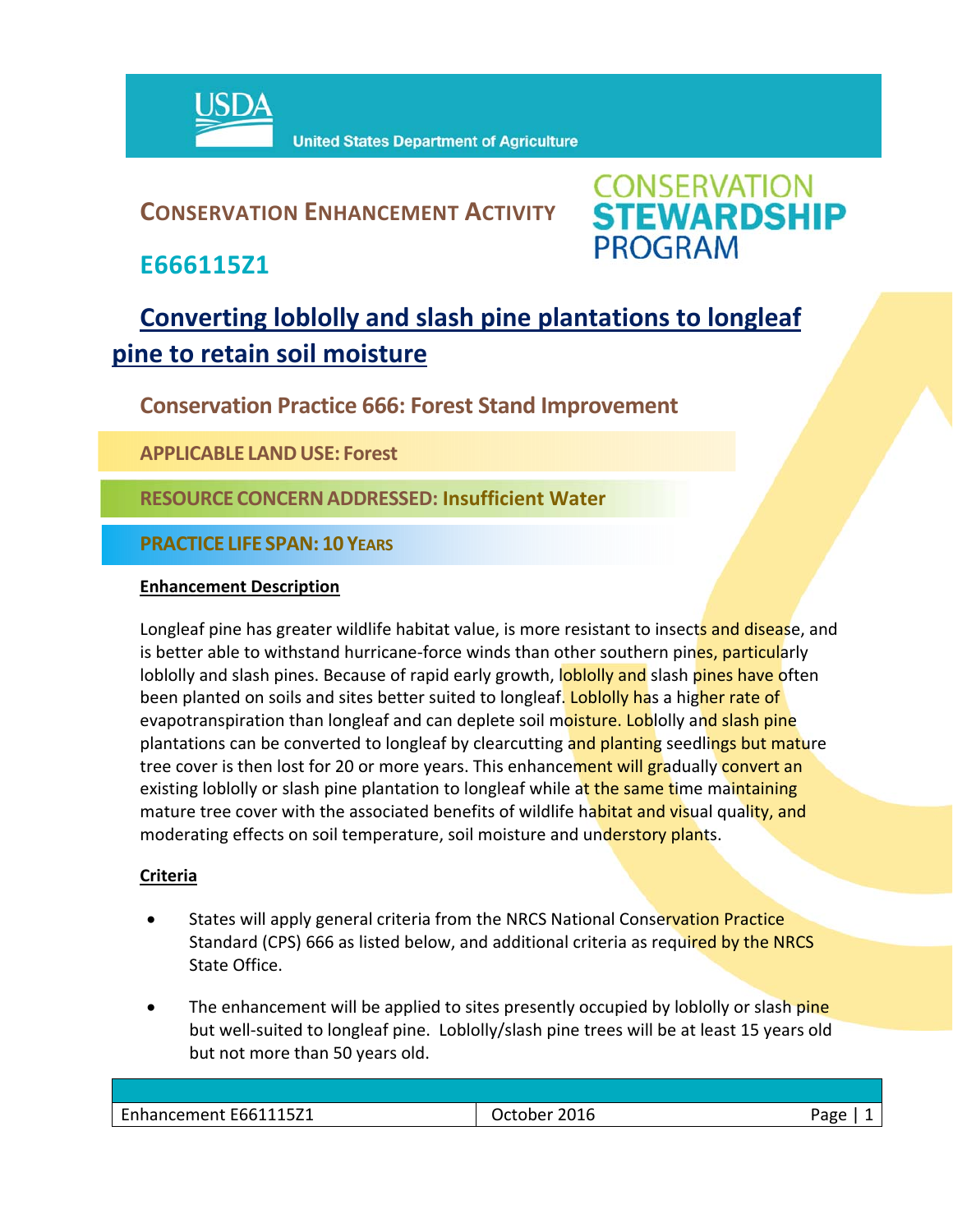USDA United States Department of Agriculture

# CONSERVATION ENHANCEMENT ACTIVITY

CONSERVATION STEWARDSHIP PROGRAM

## E666115Z1

## Converting loblolly and slash pine plantations to longleaf pine to retain soil moisture

### Conservation Practice 666: Forest Stand Improvement

**APPLICABLE LAND USE: Forest**

**RESOURCE CONCERN ADDRESSED: Insufficient Water**

**PRACTICE LIFE SPAN: 10 YEARS**

**Enhancement Description**

Longleaf pine has greater wildlife habitat value, is more resistant to insects and disease, and is better able to withstand hurricane-force winds than other southern pines, particularly loblolly and slash pines. Because of rapid early growth, loblolly and slash pines have often been planted on soils and sites better suited to longleaf. Loblolly has a higher rate of evapotranspiration than longleaf and can deplete soil moisture. Loblolly and slash pine plantations can be converted to longleaf by clearcutting and planting seedlings but mature tree cover is then lost for 20 or more years. This enhancement will gradually convert an existing loblolly or slash pine plantation to longleaf while at the same time maintaining mature tree cover with the associated benefits of wildlife habitat and visual quality, and moderating effects on soil temperature, soil moisture and understory plants.

**Criteria**

- States will apply general criteria from the NRCS National Conservation Practice Standard (CPS) 666 as listed below, and additional criteria as required by the NRCS State Office.
- The enhancement will be applied to sites presently occupied by loblolly or slash pine but well-suited to longleaf pine. Loblolly/slash pine trees will be at least 15 years old but not more than 50 years old.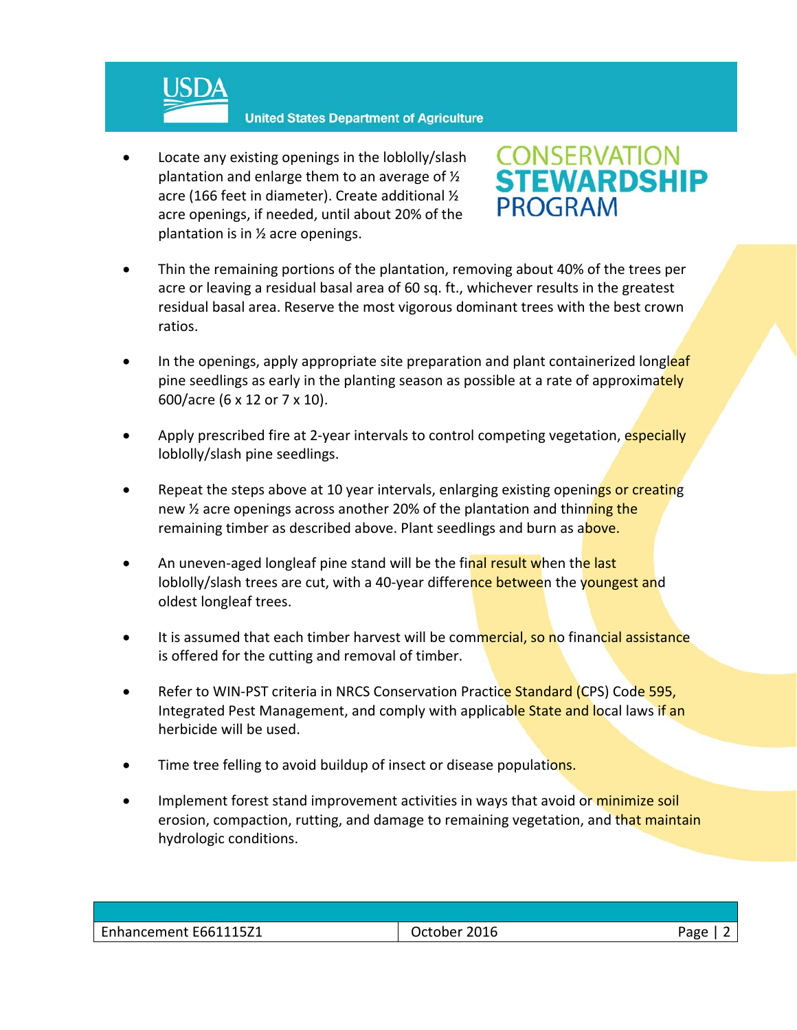- Locate any existing openings in the loblolly/slash plantation and enlarge them to an average of ½ acre (166 feet in diameter). Create additional ½ acre openings, if needed, until about 20% of the plantation is in ½ acre openings.
- Thin the remaining portions of the plantation, removing about 40% of the trees per acre or leaving a residual basal area of 60 sq. ft., whichever results in the greatest residual basal area. Reserve the most vigorous dominant trees with the best crown ratios.
- In the openings, apply appropriate site preparation and plant containerized longleaf pine seedlings as early in the planting season as possible at a rate of approximately 600/acre (6 x 12 or 7 x 10).
- Apply prescribed fire at 2-year intervals to control competing vegetation, especially loblolly/slash pine seedlings.
- Repeat the steps above at 10 year intervals, enlarging existing openings or creating new ½ acre openings across another 20% of the plantation and thinning the remaining timber as described above. Plant seedlings and burn as above.
- An uneven-aged longleaf pine stand will be the final result when the last loblolly/slash trees are cut, with a 40-year difference between the youngest and oldest longleaf trees.
- It is assumed that each timber harvest will be commercial, so no financial assistance is offered for the cutting and removal of timber.
- Refer to WIN-PST criteria in NRCS Conservation Practice Standard (CPS) Code 595, Integrated Pest Management, and comply with applicable State and local laws if an herbicide will be used.
- Time tree felling to avoid buildup of insect or disease populations.
- Implement forest stand improvement activities in ways that avoid or minimize soil erosion, compaction, rutting, and damage to remaining vegetation, and that maintain hydrologic conditions.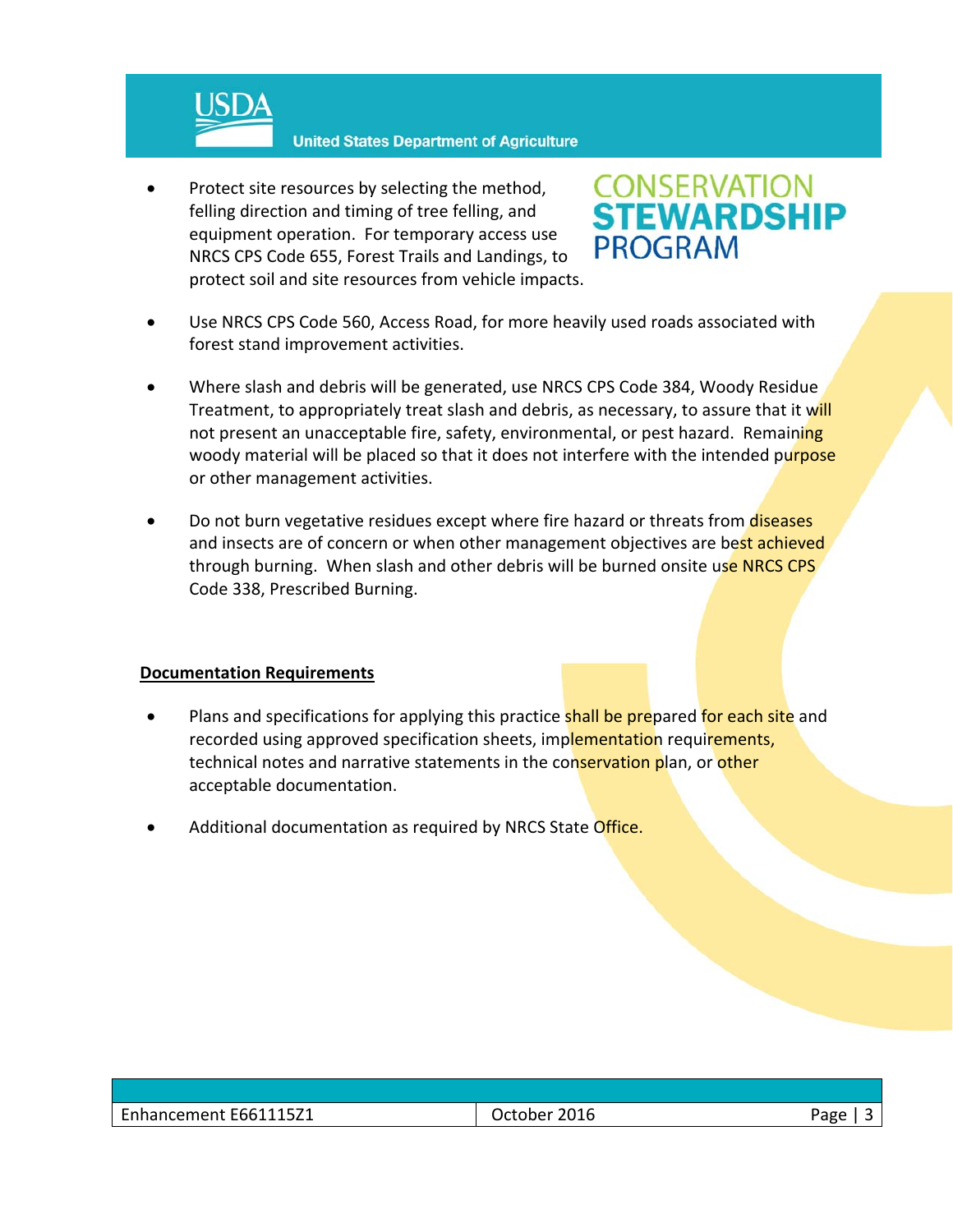- Protect site resources by selecting the method, felling direction and timing of tree felling, and equipment operation. For temporary access use NRCS CPS Code 655, Forest Trails and Landings, to protect soil and site resources from vehicle impacts.

- Use NRCS CPS Code 560, Access Road, for more heavily used roads associated with forest stand improvement activities.

- Where slash and debris will be generated, use NRCS CPS Code 384, Woody Residue Treatment, to appropriately treat slash and debris, as necessary, to assure that it will not present an unacceptable fire, safety, environmental, or pest hazard. Remaining woody material will be placed so that it does not interfere with the intended purpose or other management activities.

- Do not burn vegetative residues except where fire hazard or threats from diseases and insects are of concern or when other management objectives are best achieved through burning. When slash and other debris will be burned onsite use NRCS CPS Code 338, Prescribed Burning.

**Documentation Requirements**

- Plans and specifications for applying this practice shall be prepared for each site and recorded using approved specification sheets, implementation requirements, technical notes and narrative statements in the conservation plan, or other acceptable documentation.

- Additional documentation as required by NRCS State Office.